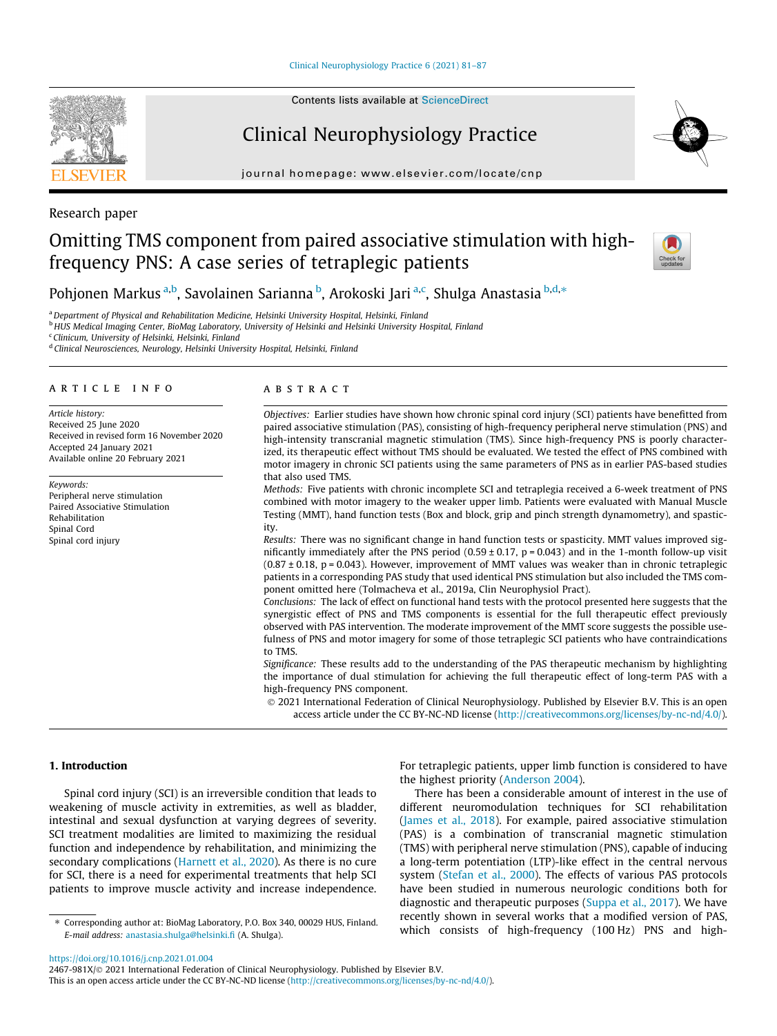Research paper

# Omitting TMS component from paired associative stimulation with high-frequency PNS: A case series of tetraplegic patients

Pohjonen Markus [a,b], Savolainen Sarianna [b], Arokoski Jari [a,c], Shulga Anastasia [b,d,*]

[a] Department of Physical and Rehabilitation Medicine, Helsinki University Hospital, Helsinki, Finland
[b] HUS Medical Imaging Center, BioMag Laboratory, University of Helsinki and Helsinki University Hospital, Finland
[c] Clinicum, University of Helsinki, Helsinki, Finland
[d] Clinical Neurosciences, Neurology, Helsinki University Hospital, Helsinki, Finland

## ARTICLE INFO

*Article history:*
Received 25 June 2020
Received in revised form 16 November 2020
Accepted 24 January 2021
Available online 20 February 2021

*Keywords:*
Peripheral nerve stimulation
Paired Associative Stimulation
Rehabilitation
Spinal Cord
Spinal cord injury

## ABSTRACT

*Objectives:* Earlier studies have shown how chronic spinal cord injury (SCI) patients have benefitted from paired associative stimulation (PAS), consisting of high-frequency peripheral nerve stimulation (PNS) and high-intensity transcranial magnetic stimulation (TMS). Since high-frequency PNS is poorly characterized, its therapeutic effect without TMS should be evaluated. We tested the effect of PNS combined with motor imagery in chronic SCI patients using the same parameters of PNS as in earlier PAS-based studies that also used TMS.

*Methods:* Five patients with chronic incomplete SCI and tetraplegia received a 6-week treatment of PNS combined with motor imagery to the weaker upper limb. Patients were evaluated with Manual Muscle Testing (MMT), hand function tests (Box and block, grip and pinch strength dynamometry), and spasticity.

*Results:* There was no significant change in hand function tests or spasticity. MMT values improved significantly immediately after the PNS period ($0.59 \pm 0.17$, $p = 0.043$) and in the 1-month follow-up visit ($0.87 \pm 0.18$, $p = 0.043$). However, improvement of MMT values was weaker than in chronic tetraplegic patients in a corresponding PAS study that used identical PNS stimulation but also included the TMS component omitted here (Tolmacheva et al., 2019a, Clin Neurophysiol Pract).

*Conclusions:* The lack of effect on functional hand tests with the protocol presented here suggests that the synergistic effect of PNS and TMS components is essential for the full therapeutic effect previously observed with PAS intervention. The moderate improvement of the MMT score suggests the possible usefulness of PNS and motor imagery for some of those tetraplegic SCI patients who have contraindications to TMS.

*Significance:* These results add to the understanding of the PAS therapeutic mechanism by highlighting the importance of dual stimulation for achieving the full therapeutic effect of long-term PAS with a high-frequency PNS component.

© 2021 International Federation of Clinical Neurophysiology. Published by Elsevier B.V. This is an open access article under the CC BY-NC-ND license (http://creativecommons.org/licenses/by-nc-nd/4.0/).

## 1. Introduction

Spinal cord injury (SCI) is an irreversible condition that leads to weakening of muscle activity in extremities, as well as bladder, intestinal and sexual dysfunction at varying degrees of severity. SCI treatment modalities are limited to maximizing the residual function and independence by rehabilitation, and minimizing the secondary complications (Harnett et al., 2020). As there is no cure for SCI, there is a need for experimental treatments that help SCI patients to improve muscle activity and increase independence. For tetraplegic patients, upper limb function is considered to have the highest priority (Anderson 2004).

There has been a considerable amount of interest in the use of different neuromodulation techniques for SCI rehabilitation (James et al., 2018). For example, paired associative stimulation (PAS) is a combination of transcranial magnetic stimulation (TMS) with peripheral nerve stimulation (PNS), capable of inducing a long-term potentiation (LTP)-like effect in the central nervous system (Stefan et al., 2000). The effects of various PAS protocols have been studied in numerous neurologic conditions both for diagnostic and therapeutic purposes (Suppa et al., 2017). We have recently shown in several works that a modified version of PAS, which consists of high-frequency (100 Hz) PNS and high-

* Corresponding author at: BioMag Laboratory, P.O. Box 340, 00029 HUS, Finland.
*E-mail address:* anastasia.shulga@helsinki.fi (A. Shulga).

https://doi.org/10.1016/j.cnp.2021.01.004
2467-981X/© 2021 International Federation of Clinical Neurophysiology. Published by Elsevier B.V.
This is an open access article under the CC BY-NC-ND license (http://creativecommons.org/licenses/by-nc-nd/4.0/).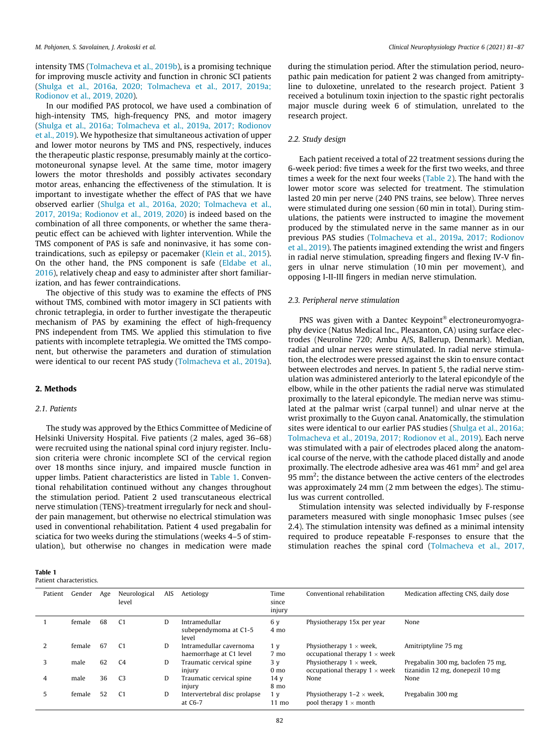intensity TMS (Tolmacheva et al., 2019b), is a promising technique for improving muscle activity and function in chronic SCI patients (Shulga et al., 2016a, 2020; Tolmacheva et al., 2017, 2019a; Rodionov et al., 2019, 2020).

In our modified PAS protocol, we have used a combination of high-intensity TMS, high-frequency PNS, and motor imagery (Shulga et al., 2016a; Tolmacheva et al., 2019a, 2017; Rodionov et al., 2019). We hypothesize that simultaneous activation of upper and lower motor neurons by TMS and PNS, respectively, induces the therapeutic plastic response, presumably mainly at the corticomotoneuronal synapse level. At the same time, motor imagery lowers the motor thresholds and possibly activates secondary motor areas, enhancing the effectiveness of the stimulation. It is important to investigate whether the effect of PAS that we have observed earlier (Shulga et al., 2016a, 2020; Tolmacheva et al., 2017, 2019a; Rodionov et al., 2019, 2020) is indeed based on the combination of all three components, or whether the same therapeutic effect can be achieved with lighter intervention. While the TMS component of PAS is safe and noninvasive, it has some contraindications, such as epilepsy or pacemaker (Klein et al., 2015). On the other hand, the PNS component is safe (Eldabe et al., 2016), relatively cheap and easy to administer after short familiarization, and has fewer contraindications.

The objective of this study was to examine the effects of PNS without TMS, combined with motor imagery in SCI patients with chronic tetraplegia, in order to further investigate the therapeutic mechanism of PAS by examining the effect of high-frequency PNS independent from TMS. We applied this stimulation to five patients with incomplete tetraplegia. We omitted the TMS component, but otherwise the parameters and duration of stimulation were identical to our recent PAS study (Tolmacheva et al., 2019a).

## 2. Methods

### 2.1. Patients

The study was approved by the Ethics Committee of Medicine of Helsinki University Hospital. Five patients (2 males, aged 36–68) were recruited using the national spinal cord injury register. Inclusion criteria were chronic incomplete SCI of the cervical region over 18 months since injury, and impaired muscle function in upper limbs. Patient characteristics are listed in Table 1. Conventional rehabilitation continued without any changes throughout the stimulation period. Patient 2 used transcutaneous electrical nerve stimulation (TENS)-treatment irregularly for neck and shoulder pain management, but otherwise no electrical stimulation was used in conventional rehabilitation. Patient 4 used pregabalin for sciatica for two weeks during the stimulations (weeks 4–5 of stimulation), but otherwise no changes in medication were made during the stimulation period. After the stimulation period, neuropathic pain medication for patient 2 was changed from amitriptyline to duloxetine, unrelated to the research project. Patient 3 received a botulinum toxin injection to the spastic right pectoralis major muscle during week 6 of stimulation, unrelated to the research project.

### 2.2. Study design

Each patient received a total of 22 treatment sessions during the 6-week period: five times a week for the first two weeks, and three times a week for the next four weeks (Table 2). The hand with the lower motor score was selected for treatment. The stimulation lasted 20 min per nerve (240 PNS trains, see below). Three nerves were stimulated during one session (60 min in total). During stimulations, the patients were instructed to imagine the movement produced by the stimulated nerve in the same manner as in our previous PAS studies (Tolmacheva et al., 2019a, 2017; Rodionov et al., 2019). The patients imagined extending the wrist and fingers in radial nerve stimulation, spreading fingers and flexing IV-V fingers in ulnar nerve stimulation (10 min per movement), and opposing I-II-III fingers in median nerve stimulation.

### 2.3. Peripheral nerve stimulation

PNS was given with a Dantec Keypoint® electroneuromyography device (Natus Medical Inc., Pleasanton, CA) using surface electrodes (Neuroline 720; Ambu A/S, Ballerup, Denmark). Median, radial and ulnar nerves were stimulated. In radial nerve stimulation, the electrodes were pressed against the skin to ensure contact between electrodes and nerves. In patient 5, the radial nerve stimulation was administered anteriorly to the lateral epicondyle of the elbow, while in the other patients the radial nerve was stimulated proximally to the lateral epicondyle. The median nerve was stimulated at the palmar wrist (carpal tunnel) and ulnar nerve at the wrist proximally to the Guyon canal. Anatomically, the stimulation sites were identical to our earlier PAS studies (Shulga et al., 2016a; Tolmacheva et al., 2019a, 2017; Rodionov et al., 2019). Each nerve was stimulated with a pair of electrodes placed along the anatomical course of the nerve, with the cathode placed distally and anode proximally. The electrode adhesive area was 461 mm$^2$ and gel area 95 mm$^2$; the distance between the active centers of the electrodes was approximately 24 mm (2 mm between the edges). The stimulus was current controlled.

Stimulation intensity was selected individually by F-response parameters measured with single monophasic 1msec pulses (see 2.4). The stimulation intensity was defined as a minimal intensity required to produce repeatable F-responses to ensure that the stimulation reaches the spinal cord (Tolmacheva et al., 2017,

**Table 1**
Patient characteristics.

| Patient | Gender | Age | Neurological level | AIS | Aetiology | Time since injury | Conventional rehabilitation | Medication affecting CNS, daily dose |
|---|---|---|---|---|---|---|---|---|
| 1 | female | 68 | C1 | D | Intramedullar subependymoma at C1-5 level | 6 y 4 mo | Physiotherapy 15x per year | None |
| 2 | female | 67 | C1 | D | Intramedullar cavernoma haemorrhage at C1 level | 1 y 7 mo | Physiotherapy 1 × week, occupational therapy 1 × week | Amitriptyline 75 mg |
| 3 | male | 62 | C4 | D | Traumatic cervical spine injury | 3 y 0 mo | Physiotherapy 1 × week, occupational therapy 1 × week | Pregabalin 300 mg, baclofen 75 mg, tizanidin 12 mg, donepezil 10 mg |
| 4 | male | 36 | C3 | D | Traumatic cervical spine injury | 14 y 8 mo | None | None |
| 5 | female | 52 | C1 | D | Intervertebral disc prolapse at C6-7 | 1 y 11 mo | Physiotherapy 1–2 × week, pool therapy 1 × month | Pregabalin 300 mg |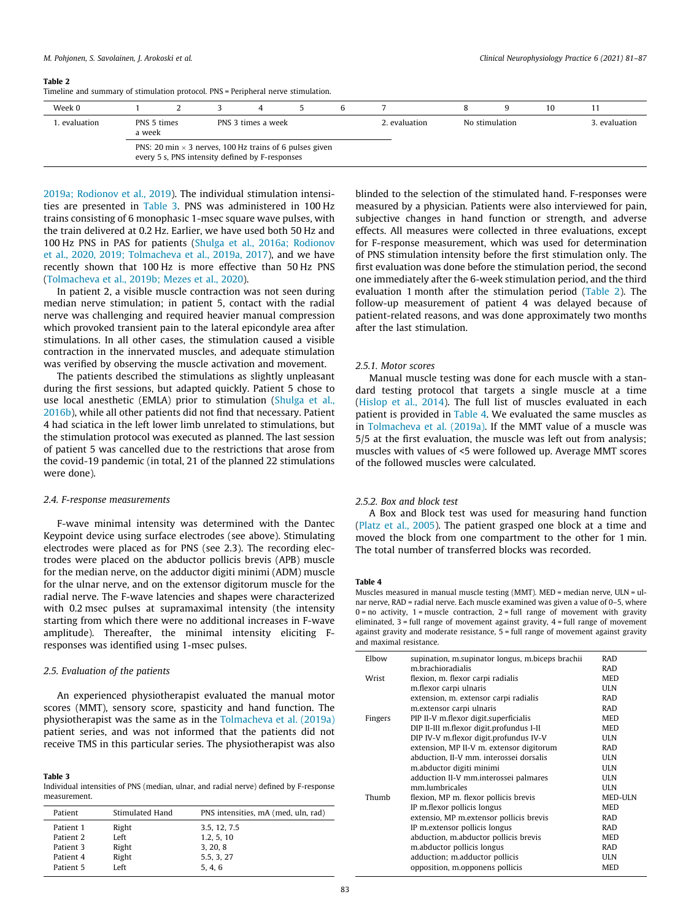**Table 2**
Timeline and summary of stimulation protocol. PNS = Peripheral nerve stimulation.

| Week 0 | 1 | 2 | 3 | 4 | 5 | 6 | 7 | 8 | 9 | 10 | 11 |
|---|---|---|---|---|---|---|---|---|---|---|---|
| 1. evaluation | PNS 5 times a week | | PNS 3 times a week | | | | 2. evaluation | No stimulation | | | 3. evaluation |
| | PNS: 20 min × 3 nerves, 100 Hz trains of 6 pulses given every 5 s, PNS intensity defined by F-responses | | | | | | | | | | |

2019a; Rodionov et al., 2019). The individual stimulation intensities are presented in Table 3. PNS was administered in 100 Hz trains consisting of 6 monophasic 1-msec square wave pulses, with the train delivered at 0.2 Hz. Earlier, we have used both 50 Hz and 100 Hz PNS in PAS for patients (Shulga et al., 2016a; Rodionov et al., 2020, 2019; Tolmacheva et al., 2019a, 2017), and we have recently shown that 100 Hz is more effective than 50 Hz PNS (Tolmacheva et al., 2019b; Mezes et al., 2020).

In patient 2, a visible muscle contraction was not seen during median nerve stimulation; in patient 5, contact with the radial nerve was challenging and required heavier manual compression which provoked transient pain to the lateral epicondyle area after stimulations. In all other cases, the stimulation caused a visible contraction in the innervated muscles, and adequate stimulation was verified by observing the muscle activation and movement.

The patients described the stimulations as slightly unpleasant during the first sessions, but adapted quickly. Patient 5 chose to use local anesthetic (EMLA) prior to stimulation (Shulga et al., 2016b), while all other patients did not find that necessary. Patient 4 had sciatica in the left lower limb unrelated to stimulations, but the stimulation protocol was executed as planned. The last session of patient 5 was cancelled due to the restrictions that arose from the covid-19 pandemic (in total, 21 of the planned 22 stimulations were done).

### 2.4. F-response measurements

F-wave minimal intensity was determined with the Dantec Keypoint device using surface electrodes (see above). Stimulating electrodes were placed as for PNS (see 2.3). The recording electrodes were placed on the abductor pollicis brevis (APB) muscle for the median nerve, on the adductor digiti minimi (ADM) muscle for the ulnar nerve, and on the extensor digitorum muscle for the radial nerve. The F-wave latencies and shapes were characterized with 0.2 msec pulses at supramaximal intensity (the intensity starting from which there were no additional increases in F-wave amplitude). Thereafter, the minimal intensity eliciting F-responses was identified using 1-msec pulses.

### 2.5. Evaluation of the patients

An experienced physiotherapist evaluated the manual motor scores (MMT), sensory score, spasticity and hand function. The physiotherapist was the same as in the Tolmacheva et al. (2019a) patient series, and was not informed that the patients did not receive TMS in this particular series. The physiotherapist was also blinded to the selection of the stimulated hand. F-responses were measured by a physician. Patients were also interviewed for pain, subjective changes in hand function or strength, and adverse effects. All measures were collected in three evaluations, except for F-response measurement, which was used for determination of PNS stimulation intensity before the first stimulation only. The first evaluation was done before the stimulation period, the second one immediately after the 6-week stimulation period, and the third evaluation 1 month after the stimulation period (Table 2). The follow-up measurement of patient 4 was delayed because of patient-related reasons, and was done approximately two months after the last stimulation.

**Table 3**
Individual intensities of PNS (median, ulnar, and radial nerve) defined by F-response measurement.

| Patient | Stimulated Hand | PNS intensities, mA (med, uln, rad) |
|---|---|---|
| Patient 1 | Right | 3.5, 12, 7.5 |
| Patient 2 | Left | 1.2, 5, 10 |
| Patient 3 | Right | 3, 20, 8 |
| Patient 4 | Right | 5.5, 3, 27 |
| Patient 5 | Left | 5, 4, 6 |

#### 2.5.1. Motor scores

Manual muscle testing was done for each muscle with a standard testing protocol that targets a single muscle at a time (Hislop et al., 2014). The full list of muscles evaluated in each patient is provided in Table 4. We evaluated the same muscles as in Tolmacheva et al. (2019a). If the MMT value of a muscle was 5/5 at the first evaluation, the muscle was left out from analysis; muscles with values of <5 were followed up. Average MMT scores of the followed muscles were calculated.

#### 2.5.2. Box and block test

A Box and Block test was used for measuring hand function (Platz et al., 2005). The patient grasped one block at a time and moved the block from one compartment to the other for 1 min. The total number of transferred blocks was recorded.

**Table 4**
Muscles measured in manual muscle testing (MMT). MED = median nerve, ULN = ulnar nerve, RAD = radial nerve. Each muscle examined was given a value of 0–5, where 0 = no activity, 1 = muscle contraction, 2 = full range of movement with gravity eliminated, 3 = full range of movement against gravity, 4 = full range of movement against gravity and moderate resistance, 5 = full range of movement against gravity and maximal resistance.

| | | |
|---|---|---|
| Elbow | supination, m.supinator longus, m.biceps brachii | RAD |
| | m.brachioradialis | RAD |
| Wrist | flexion, m. flexor carpi radialis | MED |
| | m.flexor carpi ulnaris | ULN |
| | extension, m. extensor carpi radialis | RAD |
| | m.extensor carpi ulnaris | RAD |
| Fingers | PIP II-V m.flexor digit.superficialis | MED |
| | DIP II-III m.flexor digit.profundus I-II | MED |
| | DIP IV-V m.flexor digit.profundus IV-V | ULN |
| | extension, MP II-V m. extensor digitorum | RAD |
| | abduction, II-V mm. interossei dorsalis | ULN |
| | m.abductor digiti minimi | ULN |
| | adduction II-V mm.interossei palmares | ULN |
| | mm.lumbricales | ULN |
| Thumb | flexion, MP m. flexor pollicis brevis | MED-ULN |
| | IP m.flexor pollicis longus | MED |
| | extensio, MP m.extensor pollicis brevis | RAD |
| | IP m.extensor pollicis longus | RAD |
| | abduction, m.abductor pollicis brevis | MED |
| | m.abductor pollicis longus | RAD |
| | adduction; m.adductor pollicis | ULN |
| | opposition, m.opponens pollicis | MED |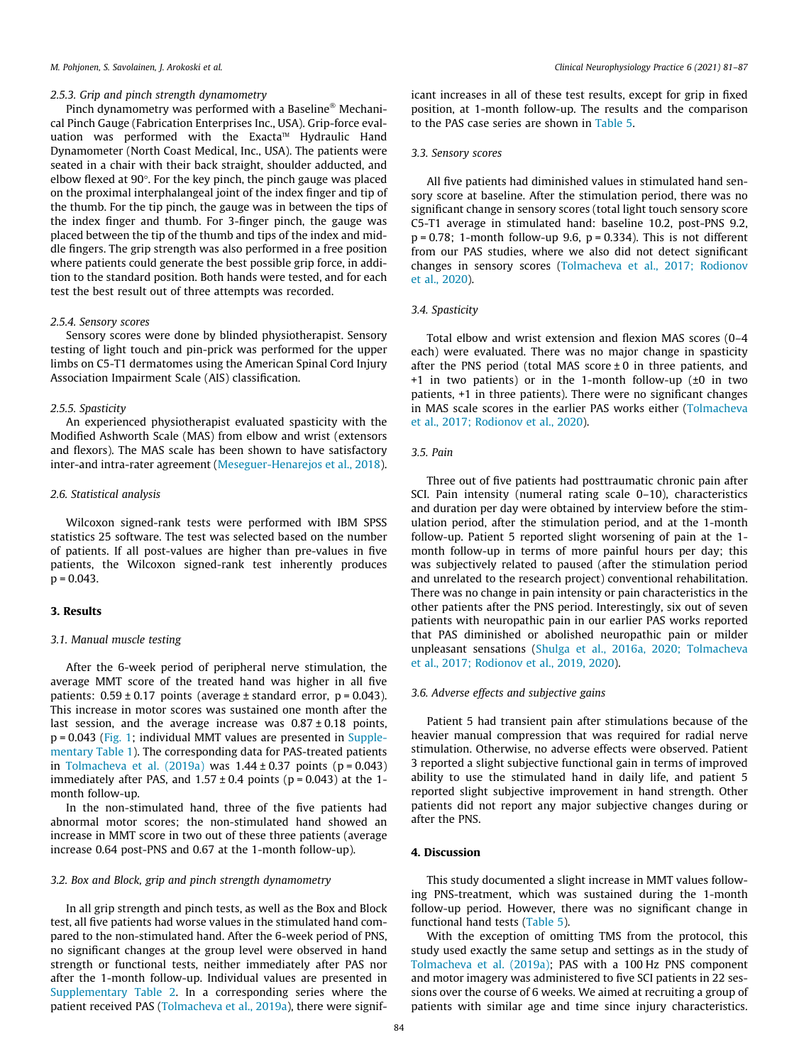#### 2.5.3. Grip and pinch strength dynamometry

Pinch dynamometry was performed with a Baseline® Mechanical Pinch Gauge (Fabrication Enterprises Inc., USA). Grip-force evaluation was performed with the Exacta™ Hydraulic Hand Dynamometer (North Coast Medical, Inc., USA). The patients were seated in a chair with their back straight, shoulder adducted, and elbow flexed at 90°. For the key pinch, the pinch gauge was placed on the proximal interphalangeal joint of the index finger and tip of the thumb. For the tip pinch, the gauge was in between the tips of the index finger and thumb. For 3-finger pinch, the gauge was placed between the tip of the thumb and tips of the index and middle fingers. The grip strength was also performed in a free position where patients could generate the best possible grip force, in addition to the standard position. Both hands were tested, and for each test the best result out of three attempts was recorded.

#### 2.5.4. Sensory scores

Sensory scores were done by blinded physiotherapist. Sensory testing of light touch and pin-prick was performed for the upper limbs on C5-T1 dermatomes using the American Spinal Cord Injury Association Impairment Scale (AIS) classification.

#### 2.5.5. Spasticity

An experienced physiotherapist evaluated spasticity with the Modified Ashworth Scale (MAS) from elbow and wrist (extensors and flexors). The MAS scale has been shown to have satisfactory inter-and intra-rater agreement (Meseguer-Henarejos et al., 2018).

### 2.6. Statistical analysis

Wilcoxon signed-rank tests were performed with IBM SPSS statistics 25 software. The test was selected based on the number of patients. If all post-values are higher than pre-values in five patients, the Wilcoxon signed-rank test inherently produces p = 0.043.

## 3. Results

### 3.1. Manual muscle testing

After the 6-week period of peripheral nerve stimulation, the average MMT score of the treated hand was higher in all five patients: 0.59 ± 0.17 points (average ± standard error, p = 0.043). This increase in motor scores was sustained one month after the last session, and the average increase was 0.87 ± 0.18 points, p = 0.043 (Fig. 1; individual MMT values are presented in Supplementary Table 1). The corresponding data for PAS-treated patients in Tolmacheva et al. (2019a) was 1.44 ± 0.37 points (p = 0.043) immediately after PAS, and 1.57 ± 0.4 points (p = 0.043) at the 1-month follow-up.

In the non-stimulated hand, three of the five patients had abnormal motor scores; the non-stimulated hand showed an increase in MMT score in two out of these three patients (average increase 0.64 post-PNS and 0.67 at the 1-month follow-up).

### 3.2. Box and Block, grip and pinch strength dynamometry

In all grip strength and pinch tests, as well as the Box and Block test, all five patients had worse values in the stimulated hand compared to the non-stimulated hand. After the 6-week period of PNS, no significant changes at the group level were observed in hand strength or functional tests, neither immediately after PAS nor after the 1-month follow-up. Individual values are presented in Supplementary Table 2. In a corresponding series where the patient received PAS (Tolmacheva et al., 2019a), there were significant increases in all of these test results, except for grip in fixed position, at 1-month follow-up. The results and the comparison to the PAS case series are shown in Table 5.

### 3.3. Sensory scores

All five patients had diminished values in stimulated hand sensory score at baseline. After the stimulation period, there was no significant change in sensory scores (total light touch sensory score C5-T1 average in stimulated hand: baseline 10.2, post-PNS 9.2, p = 0.78; 1-month follow-up 9.6, p = 0.334). This is not different from our PAS studies, where we also did not detect significant changes in sensory scores (Tolmacheva et al., 2017; Rodionov et al., 2020).

### 3.4. Spasticity

Total elbow and wrist extension and flexion MAS scores (0–4 each) were evaluated. There was no major change in spasticity after the PNS period (total MAS score ± 0 in three patients, and +1 in two patients) or in the 1-month follow-up (±0 in two patients, +1 in three patients). There were no significant changes in MAS scale scores in the earlier PAS works either (Tolmacheva et al., 2017; Rodionov et al., 2020).

### 3.5. Pain

Three out of five patients had posttraumatic chronic pain after SCI. Pain intensity (numeral rating scale 0–10), characteristics and duration per day were obtained by interview before the stimulation period, after the stimulation period, and at the 1-month follow-up. Patient 5 reported slight worsening of pain at the 1-month follow-up in terms of more painful hours per day; this was subjectively related to paused (after the stimulation period and unrelated to the research project) conventional rehabilitation. There was no change in pain intensity or pain characteristics in the other patients after the PNS period. Interestingly, six out of seven patients with neuropathic pain in our earlier PAS works reported that PAS diminished or abolished neuropathic pain or milder unpleasant sensations (Shulga et al., 2016a, 2020; Tolmacheva et al., 2017; Rodionov et al., 2019, 2020).

### 3.6. Adverse effects and subjective gains

Patient 5 had transient pain after stimulations because of the heavier manual compression that was required for radial nerve stimulation. Otherwise, no adverse effects were observed. Patient 3 reported a slight subjective functional gain in terms of improved ability to use the stimulated hand in daily life, and patient 5 reported slight subjective improvement in hand strength. Other patients did not report any major subjective changes during or after the PNS.

## 4. Discussion

This study documented a slight increase in MMT values following PNS-treatment, which was sustained during the 1-month follow-up period. However, there was no significant change in functional hand tests (Table 5).

With the exception of omitting TMS from the protocol, this study used exactly the same setup and settings as in the study of Tolmacheva et al. (2019a); PAS with a 100 Hz PNS component and motor imagery was administered to five SCI patients in 22 sessions over the course of 6 weeks. We aimed at recruiting a group of patients with similar age and time since injury characteristics.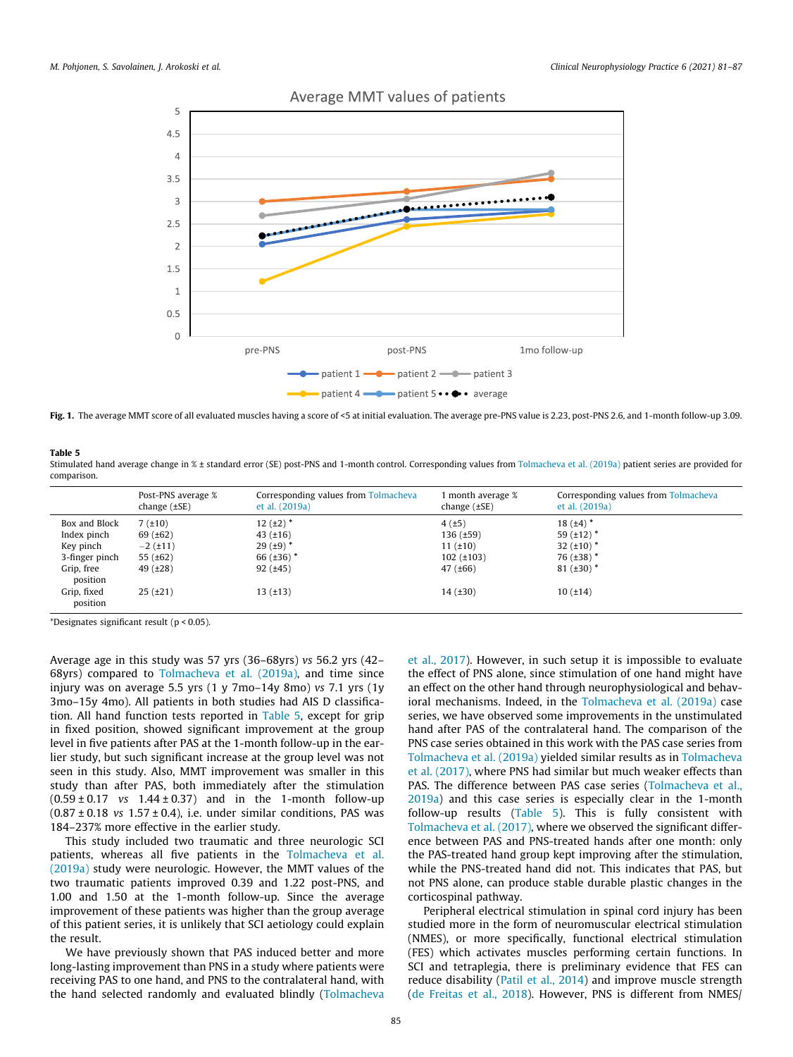Fig. 1. The average MMT score of all evaluated muscles having a score of <5 at initial evaluation. The average pre-PNS value is 2.23, post-PNS 2.6, and 1-month follow-up 3.09.

**Table 5**
Stimulated hand average change in % ± standard error (SE) post-PNS and 1-month control. Corresponding values from Tolmacheva et al. (2019a) patient series are provided for comparison.

| | Post-PNS average % change (±SE) | Corresponding values from Tolmacheva et al. (2019a) | 1 month average % change (±SE) | Corresponding values from Tolmacheva et al. (2019a) |
|---|---|---|---|---|
| Box and Block | 7 (±10) | 12 (±2) * | 4 (±5) | 18 (±4) * |
| Index pinch | 69 (±62) | 43 (±16) | 136 (±59) | 59 (±12) * |
| Key pinch | −2 (±11) | 29 (±9) * | 11 (±10) | 32 (±10) * |
| 3-finger pinch | 55 (±62) | 66 (±36) * | 102 (±103) | 76 (±38) * |
| Grip, free position | 49 (±28) | 92 (±45) | 47 (±66) | 81 (±30) * |
| Grip, fixed position | 25 (±21) | 13 (±13) | 14 (±30) | 10 (±14) |

*Designates significant result ($p < 0.05$).

Average age in this study was 57 yrs (36–68yrs) *vs* 56.2 yrs (42–68yrs) compared to Tolmacheva et al. (2019a), and time since injury was on average 5.5 yrs (1 y 7mo–14y 8mo) *vs* 7.1 yrs (1y 3mo–15y 4mo). All patients in both studies had AIS D classification. All hand function tests reported in Table 5, except for grip in fixed position, showed significant improvement at the group level in five patients after PAS at the 1-month follow-up in the earlier study, but such significant increase at the group level was not seen in this study. Also, MMT improvement was smaller in this study than after PAS, both immediately after the stimulation (0.59 ± 0.17 *vs* 1.44 ± 0.37) and in the 1-month follow-up (0.87 ± 0.18 *vs* 1.57 ± 0.4), i.e. under similar conditions, PAS was 184–237% more effective in the earlier study.

This study included two traumatic and three neurologic SCI patients, whereas all five patients in the Tolmacheva et al. (2019a) study were neurologic. However, the MMT values of the two traumatic patients improved 0.39 and 1.22 post-PNS, and 1.00 and 1.50 at the 1-month follow-up. Since the average improvement of these patients was higher than the group average of this patient series, it is unlikely that SCI aetiology could explain the result.

We have previously shown that PAS induced better and more long-lasting improvement than PNS in a study where patients were receiving PAS to one hand, and PNS to the contralateral hand, with the hand selected randomly and evaluated blindly (Tolmacheva et al., 2017). However, in such setup it is impossible to evaluate the effect of PNS alone, since stimulation of one hand might have an effect on the other hand through neurophysiological and behavioral mechanisms. Indeed, in the Tolmacheva et al. (2019a) case series, we have observed some improvements in the unstimulated hand after PAS of the contralateral hand. The comparison of the PNS case series obtained in this work with the PAS case series from Tolmacheva et al. (2019a) yielded similar results as in Tolmacheva et al. (2017), where PNS had similar but much weaker effects than PAS. The difference between PAS case series (Tolmacheva et al., 2019a) and this case series is especially clear in the 1-month follow-up results (Table 5). This is fully consistent with Tolmacheva et al. (2017), where we observed the significant difference between PAS and PNS-treated hands after one month: only the PAS-treated hand group kept improving after the stimulation, while the PNS-treated hand did not. This indicates that PAS, but not PNS alone, can produce stable durable plastic changes in the corticospinal pathway.

Peripheral electrical stimulation in spinal cord injury has been studied more in the form of neuromuscular electrical stimulation (NMES), or more specifically, functional electrical stimulation (FES) which activates muscles performing certain functions. In SCI and tetraplegia, there is preliminary evidence that FES can reduce disability (Patil et al., 2014) and improve muscle strength (de Freitas et al., 2018). However, PNS is different from NMES/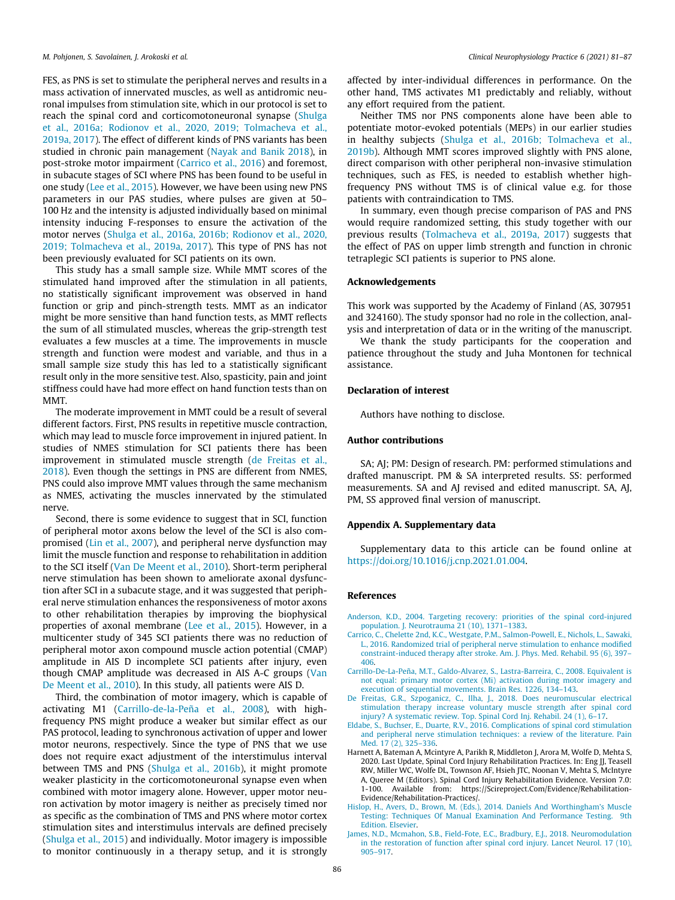FES, as PNS is set to stimulate the peripheral nerves and results in a mass activation of innervated muscles, as well as antidromic neuronal impulses from stimulation site, which in our protocol is set to reach the spinal cord and corticomotoneuronal synapse (Shulga et al., 2016a; Rodionov et al., 2020, 2019; Tolmacheva et al., 2019a, 2017). The effect of different kinds of PNS variants has been studied in chronic pain management (Nayak and Banik 2018), in post-stroke motor impairment (Carrico et al., 2016) and foremost, in subacute stages of SCI where PNS has been found to be useful in one study (Lee et al., 2015). However, we have been using new PNS parameters in our PAS studies, where pulses are given at 50–100 Hz and the intensity is adjusted individually based on minimal intensity inducing F-responses to ensure the activation of the motor nerves (Shulga et al., 2016a, 2016b; Rodionov et al., 2020, 2019; Tolmacheva et al., 2019a, 2017). This type of PNS has not been previously evaluated for SCI patients on its own.

This study has a small sample size. While MMT scores of the stimulated hand improved after the stimulation in all patients, no statistically significant improvement was observed in hand function or grip and pinch-strength tests. MMT as an indicator might be more sensitive than hand function tests, as MMT reflects the sum of all stimulated muscles, whereas the grip-strength test evaluates a few muscles at a time. The improvements in muscle strength and function were modest and variable, and thus in a small sample size study this has led to a statistically significant result only in the more sensitive test. Also, spasticity, pain and joint stiffness could have had more effect on hand function tests than on MMT.

The moderate improvement in MMT could be a result of several different factors. First, PNS results in repetitive muscle contraction, which may lead to muscle force improvement in injured patient. In studies of NMES stimulation for SCI patients there has been improvement in stimulated muscle strength (de Freitas et al., 2018). Even though the settings in PNS are different from NMES, PNS could also improve MMT values through the same mechanism as NMES, activating the muscles innervated by the stimulated nerve.

Second, there is some evidence to suggest that in SCI, function of peripheral motor axons below the level of the SCI is also compromised (Lin et al., 2007), and peripheral nerve dysfunction may limit the muscle function and response to rehabilitation in addition to the SCI itself (Van De Meent et al., 2010). Short-term peripheral nerve stimulation has been shown to ameliorate axonal dysfunction after SCI in a subacute stage, and it was suggested that peripheral nerve stimulation enhances the responsiveness of motor axons to other rehabilitation therapies by improving the biophysical properties of axonal membrane (Lee et al., 2015). However, in a multicenter study of 345 SCI patients there was no reduction of peripheral motor axon compound muscle action potential (CMAP) amplitude in AIS D incomplete SCI patients after injury, even though CMAP amplitude was decreased in AIS A-C groups (Van De Meent et al., 2010). In this study, all patients were AIS D.

Third, the combination of motor imagery, which is capable of activating M1 (Carrillo-de-la-Peña et al., 2008), with high-frequency PNS might produce a weaker but similar effect as our PAS protocol, leading to synchronous activation of upper and lower motor neurons, respectively. Since the type of PNS that we use does not require exact adjustment of the interstimulus interval between TMS and PNS (Shulga et al., 2016b), it might promote weaker plasticity in the corticomotoneuronal synapse even when combined with motor imagery alone. However, upper motor neuron activation by motor imagery is neither as precisely timed nor as specific as the combination of TMS and PNS where motor cortex stimulation sites and interstimulus intervals are defined precisely (Shulga et al., 2015) and individually. Motor imagery is impossible to monitor continuously in a therapy setup, and it is strongly affected by inter-individual differences in performance. On the other hand, TMS activates M1 predictably and reliably, without any effort required from the patient.

Neither TMS nor PNS components alone have been able to potentiate motor-evoked potentials (MEPs) in our earlier studies in healthy subjects (Shulga et al., 2016b; Tolmacheva et al., 2019b). Although MMT scores improved slightly with PNS alone, direct comparison with other peripheral non-invasive stimulation techniques, such as FES, is needed to establish whether high-frequency PNS without TMS is of clinical value e.g. for those patients with contraindication to TMS.

In summary, even though precise comparison of PAS and PNS would require randomized setting, this study together with our previous results (Tolmacheva et al., 2019a, 2017) suggests that the effect of PAS on upper limb strength and function in chronic tetraplegic SCI patients is superior to PNS alone.

## Acknowledgements

This work was supported by the Academy of Finland (AS, 307951 and 324160). The study sponsor had no role in the collection, analysis and interpretation of data or in the writing of the manuscript.

We thank the study participants for the cooperation and patience throughout the study and Juha Montonen for technical assistance.

## Declaration of interest

Authors have nothing to disclose.

## Author contributions

SA; AJ; PM: Design of research. PM: performed stimulations and drafted manuscript. PM & SA interpreted results. SS: performed measurements. SA and AJ revised and edited manuscript. SA, AJ, PM, SS approved final version of manuscript.

## Appendix A. Supplementary data

Supplementary data to this article can be found online at https://doi.org/10.1016/j.cnp.2021.01.004.

## References

Anderson, K.D., 2004. Targeting recovery: priorities of the spinal cord-injured population. J. Neurotrauma 21 (10), 1371–1383.

Carrico, C., Chelette 2nd, K.C., Westgate, P.M., Salmon-Powell, E., Nichols, L., Sawaki, L., 2016. Randomized trial of peripheral nerve stimulation to enhance modified constraint-induced therapy after stroke. Am. J. Phys. Med. Rehabil. 95 (6), 397–406.

Carrillo-De-La-Peña, M.T., Galdo-Alvarez, S., Lastra-Barreira, C., 2008. Equivalent is not equal: primary motor cortex (Mi) activation during motor imagery and execution of sequential movements. Brain Res. 1226, 134–143.

De Freitas, G.R., Szpoganicz, C., Ilha, J., 2018. Does neuromuscular electrical stimulation therapy increase voluntary muscle strength after spinal cord injury? A systematic review. Top. Spinal Cord Inj. Rehabil. 24 (1), 6–17.

Eldabe, S., Buchser, E., Duarte, R.V., 2016. Complications of spinal cord stimulation and peripheral nerve stimulation techniques: a review of the literature. Pain Med. 17 (2), 325–336.

Harnett A, Bateman A, Mcintyre A, Parikh R, Middleton J, Arora M, Wolfe D, Mehta S, 2020. Last Update, Spinal Cord Injury Rehabilitation Practices. In: Eng JJ, Teasell RW, Miller WC, Wolfe DL, Townson AF, Hsieh JTC, Noonan V, Mehta S, McIntyre A, Queree M (Editors). Spinal Cord Injury Rehabilitation Evidence. Version 7.0: 1-100. Available from: https://Scireproject.Com/Evidence/Rehabilitation-Evidence/Rehabilitation-Practices/.

Hislop, H., Avers, D., Brown, M. (Eds.), 2014. Daniels And Worthingham's Muscle Testing: Techniques Of Manual Examination And Performance Testing. 9th Edition. Elsevier.

James, N.D., Mcmahon, S.B., Field-Fote, E.C., Bradbury, E.J., 2018. Neuromodulation in the restoration of function after spinal cord injury. Lancet Neurol. 17 (10), 905–917.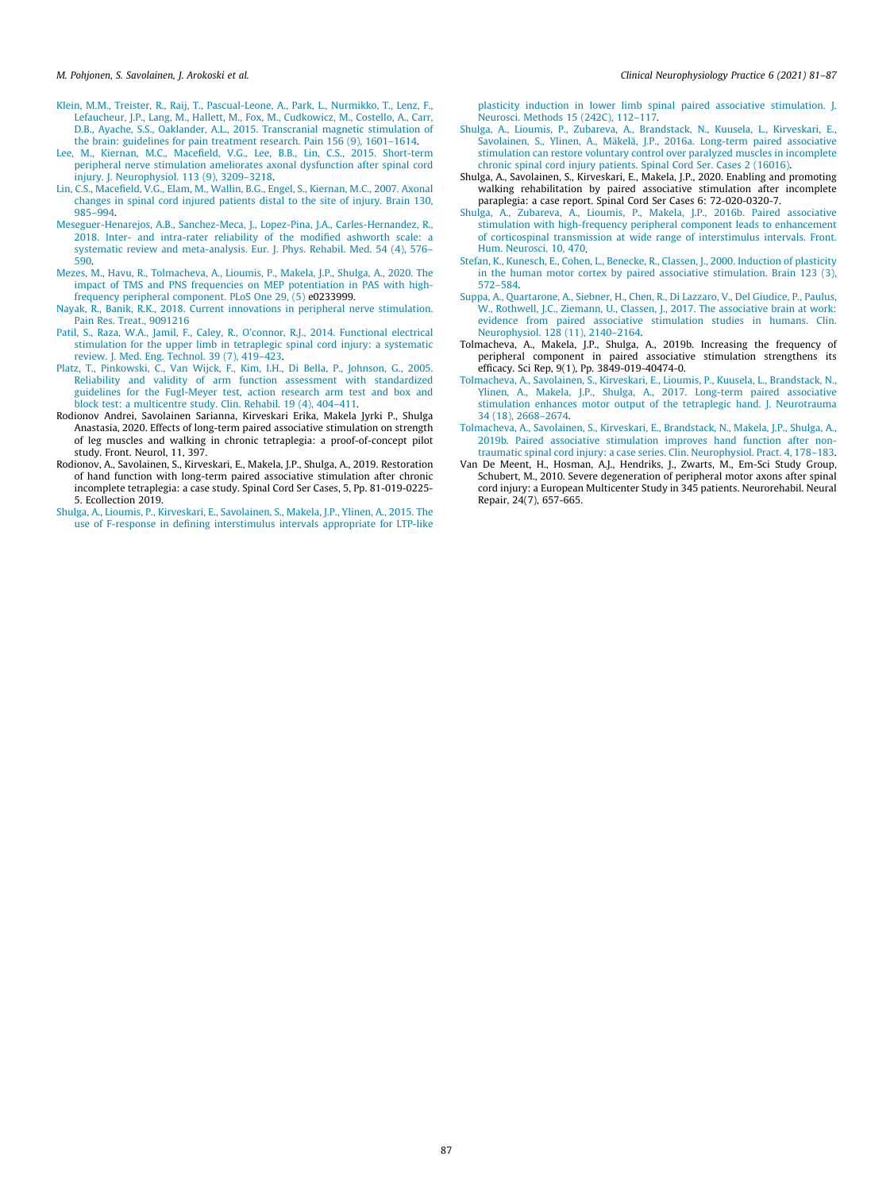Klein, M.M., Treister, R., Raij, T., Pascual-Leone, A., Park, L., Nurmikko, T., Lenz, F., Lefaucheur, J.P., Lang, M., Hallett, M., Fox, M., Cudkowicz, M., Costello, A., Carr, D.B., Ayache, S.S., Oaklander, A.L., 2015. Transcranial magnetic stimulation of the brain: guidelines for pain treatment research. Pain 156 (9), 1601–1614.

Lee, M., Kiernan, M.C., Macefield, V.G., Lee, B.B., Lin, C.S., 2015. Short-term peripheral nerve stimulation ameliorates axonal dysfunction after spinal cord injury. J. Neurophysiol. 113 (9), 3209–3218.

Lin, C.S., Macefield, V.G., Elam, M., Wallin, B.G., Engel, S., Kiernan, M.C., 2007. Axonal changes in spinal cord injured patients distal to the site of injury. Brain 130, 985–994.

Meseguer-Henarejos, A.B., Sanchez-Meca, J., Lopez-Pina, J.A., Carles-Hernandez, R., 2018. Inter- and intra-rater reliability of the modified ashworth scale: a systematic review and meta-analysis. Eur. J. Phys. Rehabil. Med. 54 (4), 576–590.

Mezes, M., Havu, R., Tolmacheva, A., Lioumis, P., Makela, J.P., Shulga, A., 2020. The impact of TMS and PNS frequencies on MEP potentiation in PAS with high-frequency peripheral component. PLoS One 29, (5) e0233999.

Nayak, R., Banik, R.K., 2018. Current innovations in peripheral nerve stimulation. Pain Res. Treat., 9091216

Patil, S., Raza, W.A., Jamil, F., Caley, R., O'connor, R.J., 2014. Functional electrical stimulation for the upper limb in tetraplegic spinal cord injury: a systematic review. J. Med. Eng. Technol. 39 (7), 419–423.

Platz, T., Pinkowski, C., Van Wijck, F., Kim, I.H., Di Bella, P., Johnson, G., 2005. Reliability and validity of arm function assessment with standardized guidelines for the Fugl-Meyer test, action research arm test and box and block test: a multicentre study. Clin. Rehabil. 19 (4), 404–411.

Rodionov Andrei, Savolainen Sarianna, Kirveskari Erika, Makela Jyrki P., Shulga Anastasia, 2020. Effects of long-term paired associative stimulation on strength of leg muscles and walking in chronic tetraplegia: a proof-of-concept pilot study. Front. Neurol, 11, 397.

Rodionov, A., Savolainen, S., Kirveskari, E., Makela, J.P., Shulga, A., 2019. Restoration of hand function with long-term paired associative stimulation after chronic incomplete tetraplegia: a case study. Spinal Cord Ser Cases, 5, Pp. 81-019-0225-5. Ecollection 2019.

Shulga, A., Lioumis, P., Kirveskari, E., Savolainen, S., Makela, J.P., Ylinen, A., 2015. The use of F-response in defining interstimulus intervals appropriate for LTP-like plasticity induction in lower limb spinal paired associative stimulation. J. Neurosci. Methods 15 (242C), 112–117.

Shulga, A., Lioumis, P., Zubareva, A., Brandstack, N., Kuusela, L., Kirveskari, E., Savolainen, S., Ylinen, A., Mäkelä, J.P., 2016a. Long-term paired associative stimulation can restore voluntary control over paralyzed muscles in incomplete chronic spinal cord injury patients. Spinal Cord Ser. Cases 2 (16016).

Shulga, A., Savolainen, S., Kirveskari, E., Makela, J.P., 2020. Enabling and promoting walking rehabilitation by paired associative stimulation after incomplete paraplegia: a case report. Spinal Cord Ser Cases 6: 72-020-0320-7.

Shulga, A., Zubareva, A., Lioumis, P., Makela, J.P., 2016b. Paired associative stimulation with high-frequency peripheral component leads to enhancement of corticospinal transmission at wide range of interstimulus intervals. Front. Hum. Neurosci. 10, 470.

Stefan, K., Kunesch, E., Cohen, L., Benecke, R., Classen, J., 2000. Induction of plasticity in the human motor cortex by paired associative stimulation. Brain 123 (3), 572–584.

Suppa, A., Quartarone, A., Siebner, H., Chen, R., Di Lazzaro, V., Del Giudice, P., Paulus, W., Rothwell, J.C., Ziemann, U., Classen, J., 2017. The associative brain at work: evidence from paired associative stimulation studies in humans. Clin. Neurophysiol. 128 (11), 2140–2164.

Tolmacheva, A., Makela, J.P., Shulga, A., 2019b. Increasing the frequency of peripheral component in paired associative stimulation strengthens its efficacy. Sci Rep, 9(1), Pp. 3849-019-40474-0.

Tolmacheva, A., Savolainen, S., Kirveskari, E., Lioumis, P., Kuusela, L., Brandstack, N., Ylinen, A., Makela, J.P., Shulga, A., 2017. Long-term paired associative stimulation enhances motor output of the tetraplegic hand. J. Neurotrauma 34 (18), 2668–2674.

Tolmacheva, A., Savolainen, S., Kirveskari, E., Brandstack, N., Makela, J.P., Shulga, A., 2019b. Paired associative stimulation improves hand function after non-traumatic spinal cord injury: a case series. Clin. Neurophysiol. Pract. 4, 178–183.

Van De Meent, H., Hosman, A.J., Hendriks, J., Zwarts, M., Em-Sci Study Group, Schubert, M., 2010. Severe degeneration of peripheral motor axons after spinal cord injury: a European Multicenter Study in 345 patients. Neurorehabil. Neural Repair, 24(7), 657-665.